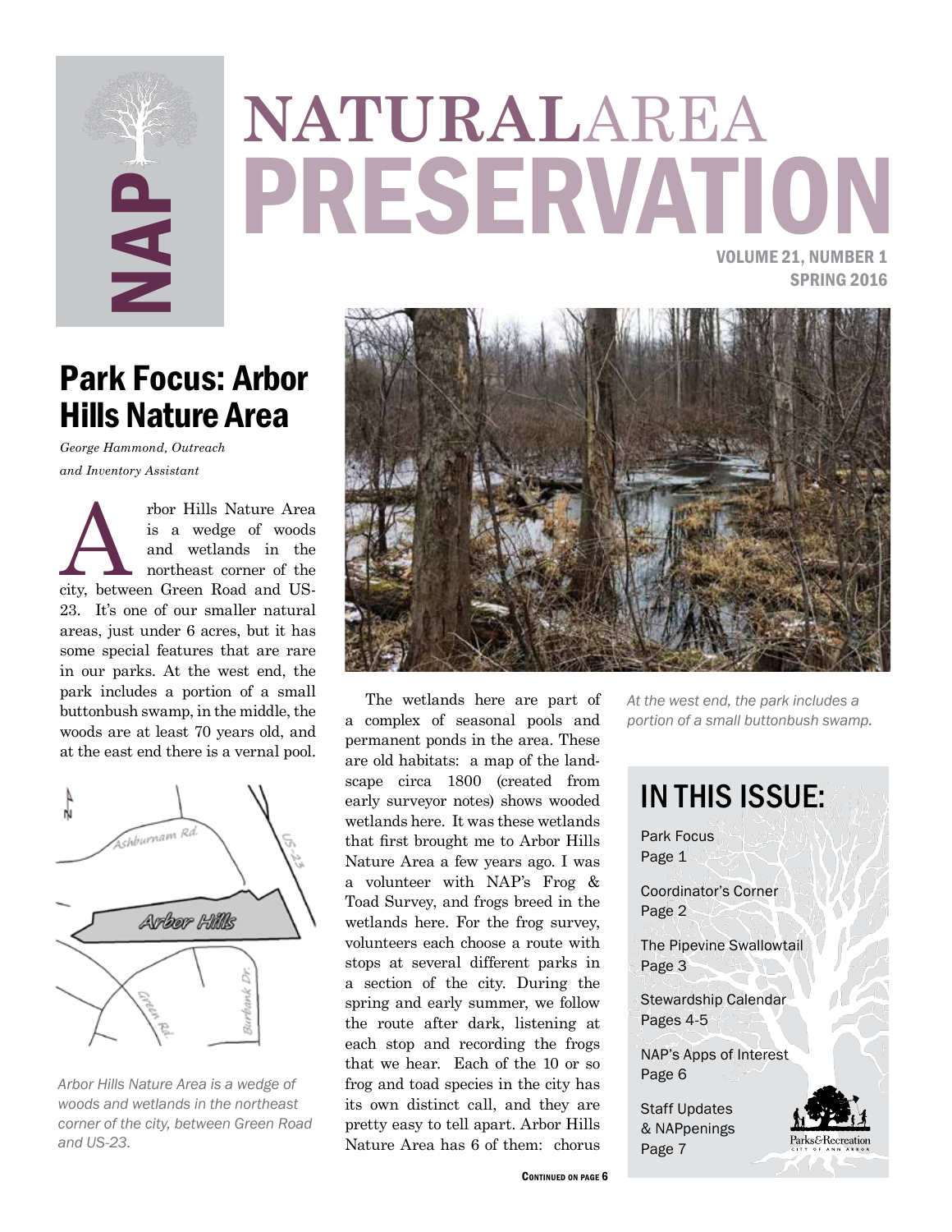# NATURAL AREA PRESERVATION

VOLUME 21, NUMBER 1
SPRING 2016

## Park Focus: Arbor Hills Nature Area

*George Hammond, Outreach and Inventory Assistant*

Arbor Hills Nature Area is a wedge of woods and wetlands in the northeast corner of the city, between Green Road and US-23. It's one of our smaller natural areas, just under 6 acres, but it has some special features that are rare in our parks. At the west end, the park includes a portion of a small buttonbush swamp, in the middle, the woods are at least 70 years old, and at the east end there is a vernal pool.

*Arbor Hills Nature Area is a wedge of woods and wetlands in the northeast corner of the city, between Green Road and US-23.*

The wetlands here are part of a complex of seasonal pools and permanent ponds in the area. These are old habitats: a map of the landscape circa 1800 (created from early surveyor notes) shows wooded wetlands here. It was these wetlands that first brought me to Arbor Hills Nature Area a few years ago. I was a volunteer with NAP's Frog & Toad Survey, and frogs breed in the wetlands here. For the frog survey, volunteers each choose a route with stops at several different parks in a section of the city. During the spring and early summer, we follow the route after dark, listening at each stop and recording the frogs that we hear. Each of the 10 or so frog and toad species in the city has its own distinct call, and they are pretty easy to tell apart. Arbor Hills Nature Area has 6 of them: chorus

CONTINUED ON PAGE 6

*At the west end, the park includes a portion of a small buttonbush swamp.*

## IN THIS ISSUE:

- Park Focus — Page 1
- Coordinator's Corner — Page 2
- The Pipevine Swallowtail — Page 3
- Stewardship Calendar — Pages 4-5
- NAP's Apps of Interest — Page 6
- Staff Updates & NAPpenings — Page 7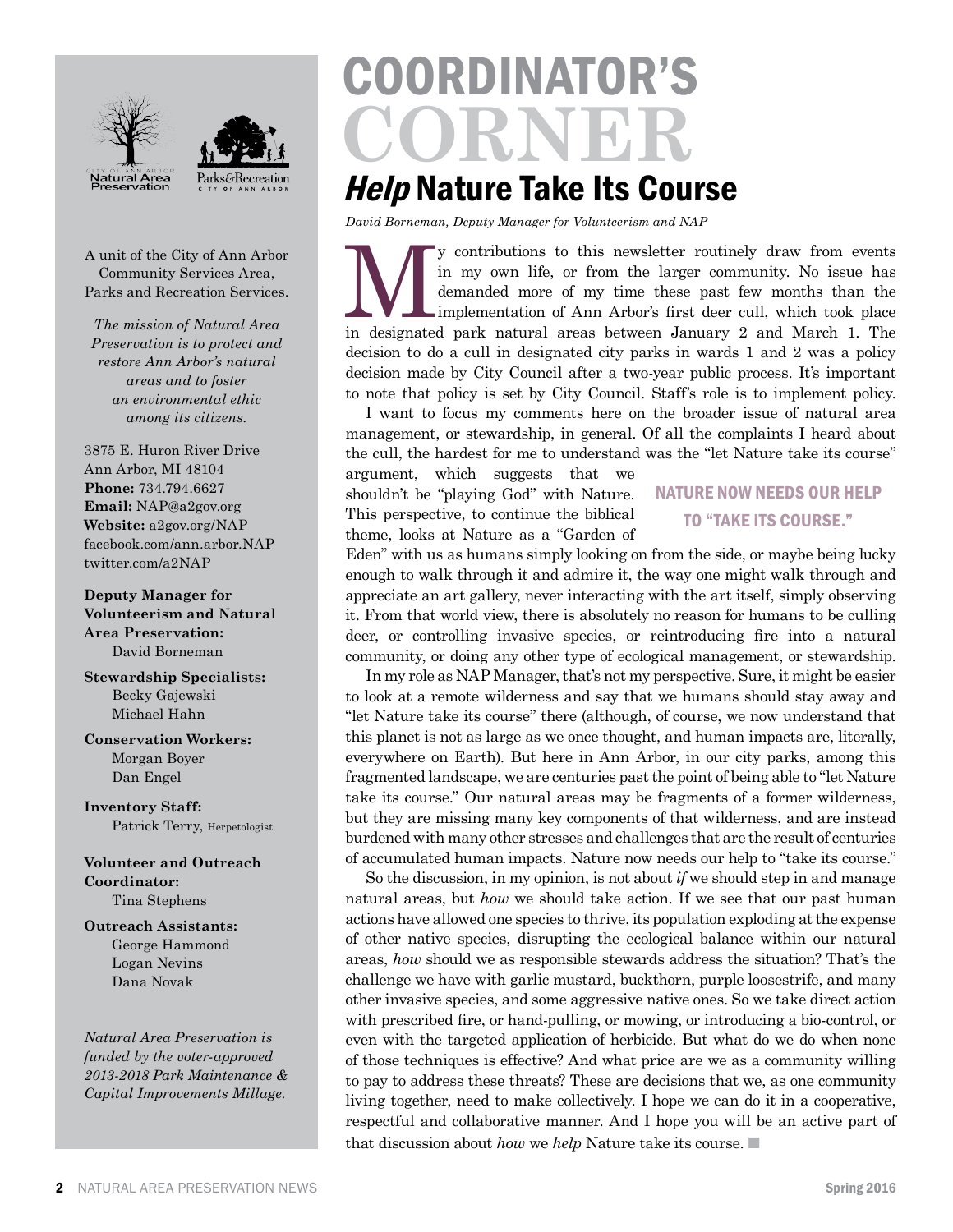A unit of the City of Ann Arbor Community Services Area, Parks and Recreation Services.

*The mission of Natural Area Preservation is to protect and restore Ann Arbor's natural areas and to foster an environmental ethic among its citizens.*

3875 E. Huron River Drive
Ann Arbor, MI 48104
**Phone:** 734.794.6627
**Email:** NAP@a2gov.org
**Website:** a2gov.org/NAP
facebook.com/ann.arbor.NAP
twitter.com/a2NAP

**Deputy Manager for Volunteerism and Natural Area Preservation:**
David Borneman

**Stewardship Specialists:**
Becky Gajewski
Michael Hahn

**Conservation Workers:**
Morgan Boyer
Dan Engel

**Inventory Staff:**
Patrick Terry, Herpetologist

**Volunteer and Outreach Coordinator:**
Tina Stephens

**Outreach Assistants:**
George Hammond
Logan Nevins
Dana Novak

*Natural Area Preservation is funded by the voter-approved 2013-2018 Park Maintenance & Capital Improvements Millage.*

# COORDINATOR'S CORNER

## *Help* Nature Take Its Course

*David Borneman, Deputy Manager for Volunteerism and NAP*

My contributions to this newsletter routinely draw from events in my own life, or from the larger community. No issue has demanded more of my time these past few months than the implementation of Ann Arbor's first deer cull, which took place in designated park natural areas between January 2 and March 1. The decision to do a cull in designated city parks in wards 1 and 2 was a policy decision made by City Council after a two-year public process. It's important to note that policy is set by City Council. Staff's role is to implement policy.

I want to focus my comments here on the broader issue of natural area management, or stewardship, in general. Of all the complaints I heard about the cull, the hardest for me to understand was the "let Nature take its course" argument, which suggests that we shouldn't be "playing God" with Nature. This perspective, to continue the biblical theme, looks at Nature as a "Garden of Eden" with us as humans simply looking on from the side, or maybe being lucky enough to walk through it and admire it, the way one might walk through and appreciate an art gallery, never interacting with the art itself, simply observing it. From that world view, there is absolutely no reason for humans to be culling deer, or controlling invasive species, or reintroducing fire into a natural community, or doing any other type of ecological management, or stewardship.

> **NATURE NOW NEEDS OUR HELP TO "TAKE ITS COURSE."**

In my role as NAP Manager, that's not my perspective. Sure, it might be easier to look at a remote wilderness and say that we humans should stay away and "let Nature take its course" there (although, of course, we now understand that this planet is not as large as we once thought, and human impacts are, literally, everywhere on Earth). But here in Ann Arbor, in our city parks, among this fragmented landscape, we are centuries past the point of being able to "let Nature take its course." Our natural areas may be fragments of a former wilderness, but they are missing many key components of that wilderness, and are instead burdened with many other stresses and challenges that are the result of centuries of accumulated human impacts. Nature now needs our help to "take its course."

So the discussion, in my opinion, is not about *if* we should step in and manage natural areas, but *how* we should take action. If we see that our past human actions have allowed one species to thrive, its population exploding at the expense of other native species, disrupting the ecological balance within our natural areas, *how* should we as responsible stewards address the situation? That's the challenge we have with garlic mustard, buckthorn, purple loosestrife, and many other invasive species, and some aggressive native ones. So we take direct action with prescribed fire, or hand-pulling, or mowing, or introducing a bio-control, or even with the targeted application of herbicide. But what do we do when none of those techniques is effective? And what price are we as a community willing to pay to address these threats? These are decisions that we, as one community living together, need to make collectively. I hope we can do it in a cooperative, respectful and collaborative manner. And I hope you will be an active part of that discussion about *how* we *help* Nature take its course. ■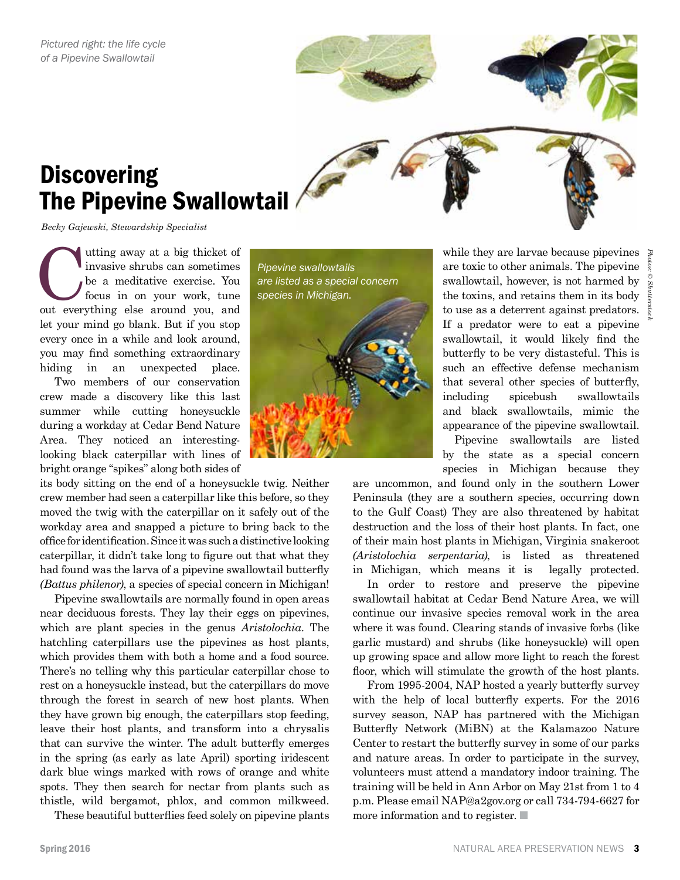*Pictured right: the life cycle of a Pipevine Swallowtail*

# Discovering The Pipevine Swallowtail

*Becky Gajewski, Stewardship Specialist*

Cutting away at a big thicket of invasive shrubs can sometimes be a meditative exercise. You focus in on your work, tune out everything else around you, and let your mind go blank. But if you stop every once in a while and look around, you may find something extraordinary hiding in an unexpected place.

Two members of our conservation crew made a discovery like this last summer while cutting honeysuckle during a workday at Cedar Bend Nature Area. They noticed an interesting-looking black caterpillar with lines of bright orange "spikes" along both sides of its body sitting on the end of a honeysuckle twig. Neither crew member had seen a caterpillar like this before, so they moved the twig with the caterpillar on it safely out of the workday area and snapped a picture to bring back to the office for identification. Since it was such a distinctive looking caterpillar, it didn't take long to figure out that what they had found was the larva of a pipevine swallowtail butterfly *(Battus philenor)*, a species of special concern in Michigan!

*Pipevine swallowtails are listed as a special concern species in Michigan.*

Pipevine swallowtails are normally found in open areas near deciduous forests. They lay their eggs on pipevines, which are plant species in the genus *Aristolochia*. The hatchling caterpillars use the pipevines as host plants, which provides them with both a home and a food source. There's no telling why this particular caterpillar chose to rest on a honeysuckle instead, but the caterpillars do move through the forest in search of new host plants. When they have grown big enough, the caterpillars stop feeding, leave their host plants, and transform into a chrysalis that can survive the winter. The adult butterfly emerges in the spring (as early as late April) sporting iridescent dark blue wings marked with rows of orange and white spots. They then search for nectar from plants such as thistle, wild bergamot, phlox, and common milkweed.

These beautiful butterflies feed solely on pipevine plants while they are larvae because pipevines are toxic to other animals. The pipevine swallowtail, however, is not harmed by the toxins, and retains them in its body to use as a deterrent against predators. If a predator were to eat a pipevine swallowtail, it would likely find the butterfly to be very distasteful. This is such an effective defense mechanism that several other species of butterfly, including spicebush swallowtails and black swallowtails, mimic the appearance of the pipevine swallowtail.

Pipevine swallowtails are listed by the state as a special concern species in Michigan because they are uncommon, and found only in the southern Lower Peninsula (they are a southern species, occurring down to the Gulf Coast) They are also threatened by habitat destruction and the loss of their host plants. In fact, one of their main host plants in Michigan, Virginia snakeroot *(Aristolochia serpentaria)*, is listed as threatened in Michigan, which means it is legally protected.

In order to restore and preserve the pipevine swallowtail habitat at Cedar Bend Nature Area, we will continue our invasive species removal work in the area where it was found. Clearing stands of invasive forbs (like garlic mustard) and shrubs (like honeysuckle) will open up growing space and allow more light to reach the forest floor, which will stimulate the growth of the host plants.

From 1995-2004, NAP hosted a yearly butterfly survey with the help of local butterfly experts. For the 2016 survey season, NAP has partnered with the Michigan Butterfly Network (MiBN) at the Kalamazoo Nature Center to restart the butterfly survey in some of our parks and nature areas. In order to participate in the survey, volunteers must attend a mandatory indoor training. The training will be held in Ann Arbor on May 21st from 1 to 4 p.m. Please email NAP@a2gov.org or call 734-794-6627 for more information and to register. ■

*Photos © Shutterstock*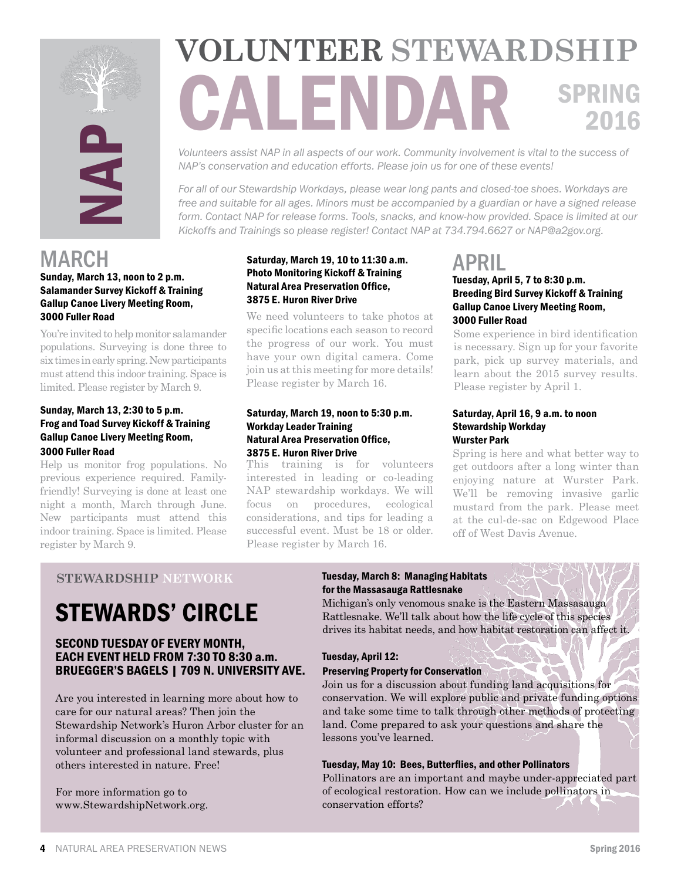NAP

# VOLUNTEER STEWARDSHIP CALENDAR

SPRING 2016

*Volunteers assist NAP in all aspects of our work. Community involvement is vital to the success of NAP's conservation and education efforts. Please join us for one of these events!*

*For all of our Stewardship Workdays, please wear long pants and closed-toe shoes. Workdays are free and suitable for all ages. Minors must be accompanied by a guardian or have a signed release form. Contact NAP for release forms. Tools, snacks, and know-how provided. Space is limited at our Kickoffs and Trainings so please register! Contact NAP at 734.794.6627 or NAP@a2gov.org.*

## MARCH

**Sunday, March 13, noon to 2 p.m.**
**Salamander Survey Kickoff & Training**
**Gallup Canoe Livery Meeting Room, 3000 Fuller Road**

You're invited to help monitor salamander populations. Surveying is done three to six times in early spring. New participants must attend this indoor training. Space is limited. Please register by March 9.

**Sunday, March 13, 2:30 to 5 p.m.**
**Frog and Toad Survey Kickoff & Training**
**Gallup Canoe Livery Meeting Room, 3000 Fuller Road**

Help us monitor frog populations. No previous experience required. Family-friendly! Surveying is done at least one night a month, March through June. New participants must attend this indoor training. Space is limited. Please register by March 9.

**Saturday, March 19, 10 to 11:30 a.m.**
**Photo Monitoring Kickoff & Training**
**Natural Area Preservation Office, 3875 E. Huron River Drive**

We need volunteers to take photos at specific locations each season to record the progress of our work. You must have your own digital camera. Come join us at this meeting for more details! Please register by March 16.

**Saturday, March 19, noon to 5:30 p.m.**
**Workday Leader Training**
**Natural Area Preservation Office, 3875 E. Huron River Drive**

This training is for volunteers interested in leading or co-leading NAP stewardship workdays. We will focus on procedures, ecological considerations, and tips for leading a successful event. Must be 18 or older. Please register by March 16.

## APRIL

**Tuesday, April 5, 7 to 8:30 p.m.**
**Breeding Bird Survey Kickoff & Training**
**Gallup Canoe Livery Meeting Room, 3000 Fuller Road**

Some experience in bird identification is necessary. Sign up for your favorite park, pick up survey materials, and learn about the 2015 survey results. Please register by April 1.

**Saturday, April 16, 9 a.m. to noon**
**Stewardship Workday**
**Wurster Park**

Spring is here and what better way to get outdoors after a long winter than enjoying nature at Wurster Park. We'll be removing invasive garlic mustard from the park. Please meet at the cul-de-sac on Edgewood Place off of West Davis Avenue.

---

**STEWARDSHIP NETWORK**

## STEWARDS' CIRCLE

### SECOND TUESDAY OF EVERY MONTH, EACH EVENT HELD FROM 7:30 TO 8:30 a.m. BRUEGGER'S BAGELS | 709 N. UNIVERSITY AVE.

Are you interested in learning more about how to care for our natural areas? Then join the Stewardship Network's Huron Arbor cluster for an informal discussion on a monthly topic with volunteer and professional land stewards, plus others interested in nature. Free!

For more information go to www.StewardshipNetwork.org.

**Tuesday, March 8: Managing Habitats for the Massasauga Rattlesnake**

Michigan's only venomous snake is the Eastern Massasauga Rattlesnake. We'll talk about how the life cycle of this species drives its habitat needs, and how habitat restoration can affect it.

**Tuesday, April 12:**
**Preserving Property for Conservation**

Join us for a discussion about funding land acquisitions for conservation. We will explore public and private funding options and take some time to talk through other methods of protecting land. Come prepared to ask your questions and share the lessons you've learned.

**Tuesday, May 10: Bees, Butterflies, and other Pollinators**

Pollinators are an important and maybe under-appreciated part of ecological restoration. How can we include pollinators in conservation efforts?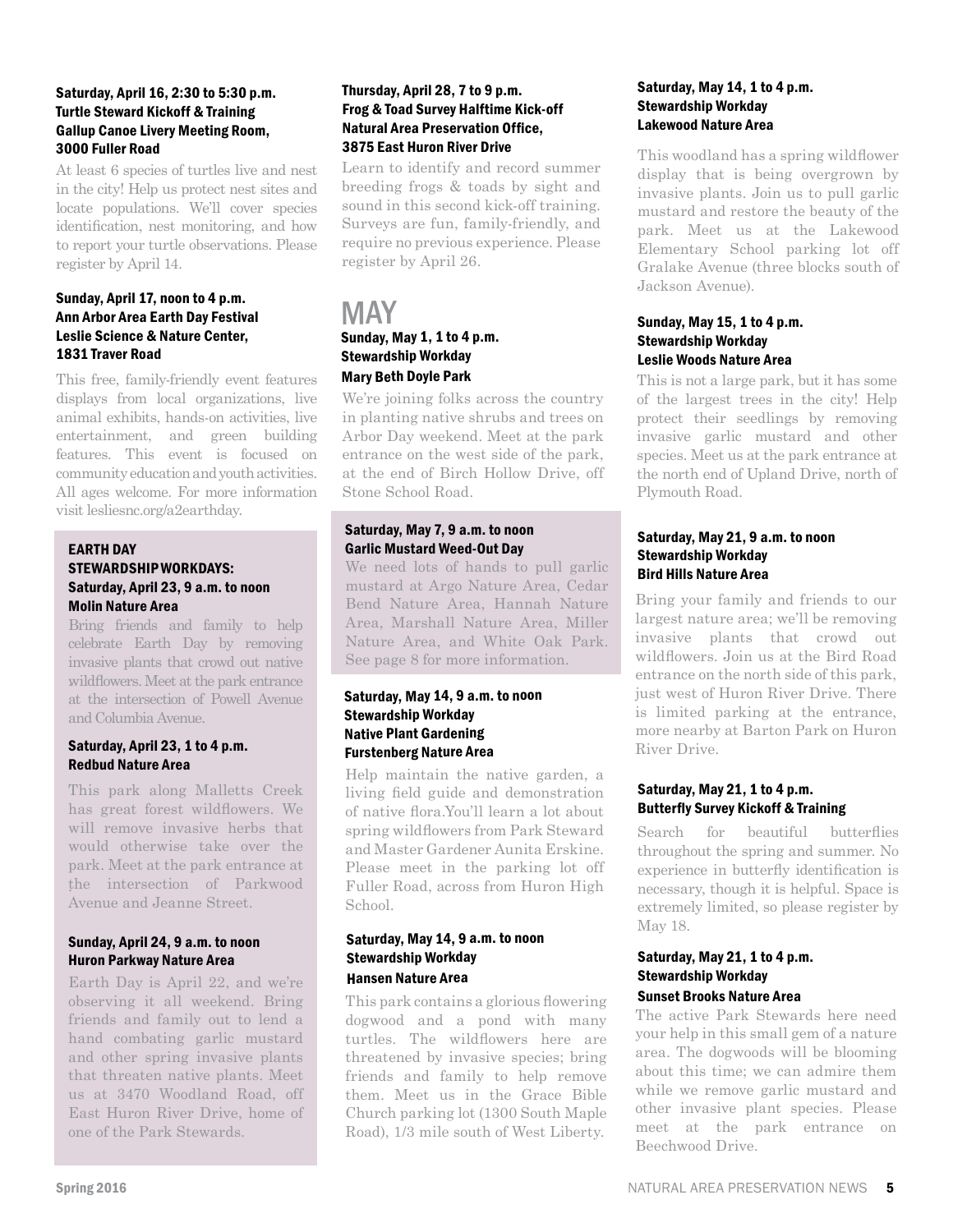**Saturday, April 16, 2:30 to 5:30 p.m.**
**Turtle Steward Kickoff & Training**
**Gallup Canoe Livery Meeting Room, 3000 Fuller Road**

At least 6 species of turtles live and nest in the city! Help us protect nest sites and locate populations. We'll cover species identification, nest monitoring, and how to report your turtle observations. Please register by April 14.

**Sunday, April 17, noon to 4 p.m.**
**Ann Arbor Area Earth Day Festival**
**Leslie Science & Nature Center, 1831 Traver Road**

This free, family-friendly event features displays from local organizations, live animal exhibits, hands-on activities, live entertainment, and green building features. This event is focused on community education and youth activities. All ages welcome. For more information visit lesliesnc.org/a2earthday.

**EARTH DAY STEWARDSHIP WORKDAYS:**
**Saturday, April 23, 9 a.m. to noon**
**Molin Nature Area**

Bring friends and family to help celebrate Earth Day by removing invasive plants that crowd out native wildflowers. Meet at the park entrance at the intersection of Powell Avenue and Columbia Avenue.

**Saturday, April 23, 1 to 4 p.m.**
**Redbud Nature Area**

This park along Malletts Creek has great forest wildflowers. We will remove invasive herbs that would otherwise take over the park. Meet at the park entrance at the intersection of Parkwood Avenue and Jeanne Street.

**Sunday, April 24, 9 a.m. to noon**
**Huron Parkway Nature Area**

Earth Day is April 22, and we're observing it all weekend. Bring friends and family out to lend a hand combating garlic mustard and other spring invasive plants that threaten native plants. Meet us at 3470 Woodland Road, off East Huron River Drive, home of one of the Park Stewards.

**Thursday, April 28, 7 to 9 p.m.**
**Frog & Toad Survey Halftime Kick-off**
**Natural Area Preservation Office, 3875 East Huron River Drive**

Learn to identify and record summer breeding frogs & toads by sight and sound in this second kick-off training. Surveys are fun, family-friendly, and require no previous experience. Please register by April 26.

# MAY

**Sunday, May 1, 1 to 4 p.m.**
**Stewardship Workday**
**Mary Beth Doyle Park**

We're joining folks across the country in planting native shrubs and trees on Arbor Day weekend. Meet at the park entrance on the west side of the park, at the end of Birch Hollow Drive, off Stone School Road.

**Saturday, May 7, 9 a.m. to noon**
**Garlic Mustard Weed-Out Day**

We need lots of hands to pull garlic mustard at Argo Nature Area, Cedar Bend Nature Area, Hannah Nature Area, Marshall Nature Area, Miller Nature Area, and White Oak Park. See page 8 for more information.

**Saturday, May 14, 9 a.m. to noon**
**Stewardship Workday**
**Native Plant Gardening**
**Furstenberg Nature Area**

Help maintain the native garden, a living field guide and demonstration of native flora.You'll learn a lot about spring wildflowers from Park Steward and Master Gardener Aunita Erskine. Please meet in the parking lot off Fuller Road, across from Huron High School.

**Saturday, May 14, 9 a.m. to noon**
**Stewardship Workday**
**Hansen Nature Area**

This park contains a glorious flowering dogwood and a pond with many turtles. The wildflowers here are threatened by invasive species; bring friends and family to help remove them. Meet us in the Grace Bible Church parking lot (1300 South Maple Road), 1/3 mile south of West Liberty.

**Saturday, May 14, 1 to 4 p.m.**
**Stewardship Workday**
**Lakewood Nature Area**

This woodland has a spring wildflower display that is being overgrown by invasive plants. Join us to pull garlic mustard and restore the beauty of the park. Meet us at the Lakewood Elementary School parking lot off Gralake Avenue (three blocks south of Jackson Avenue).

**Sunday, May 15, 1 to 4 p.m.**
**Stewardship Workday**
**Leslie Woods Nature Area**

This is not a large park, but it has some of the largest trees in the city! Help protect their seedlings by removing invasive garlic mustard and other species. Meet us at the park entrance at the north end of Upland Drive, north of Plymouth Road.

**Saturday, May 21, 9 a.m. to noon**
**Stewardship Workday**
**Bird Hills Nature Area**

Bring your family and friends to our largest nature area; we'll be removing invasive plants that crowd out wildflowers. Join us at the Bird Road entrance on the north side of this park, just west of Huron River Drive. There is limited parking at the entrance, more nearby at Barton Park on Huron River Drive.

**Saturday, May 21, 1 to 4 p.m.**
**Butterfly Survey Kickoff & Training**

Search for beautiful butterflies throughout the spring and summer. No experience in butterfly identification is necessary, though it is helpful. Space is extremely limited, so please register by May 18.

**Saturday, May 21, 1 to 4 p.m.**
**Stewardship Workday**
**Sunset Brooks Nature Area**

The active Park Stewards here need your help in this small gem of a nature area. The dogwoods will be blooming about this time; we can admire them while we remove garlic mustard and other invasive plant species. Please meet at the park entrance on Beechwood Drive.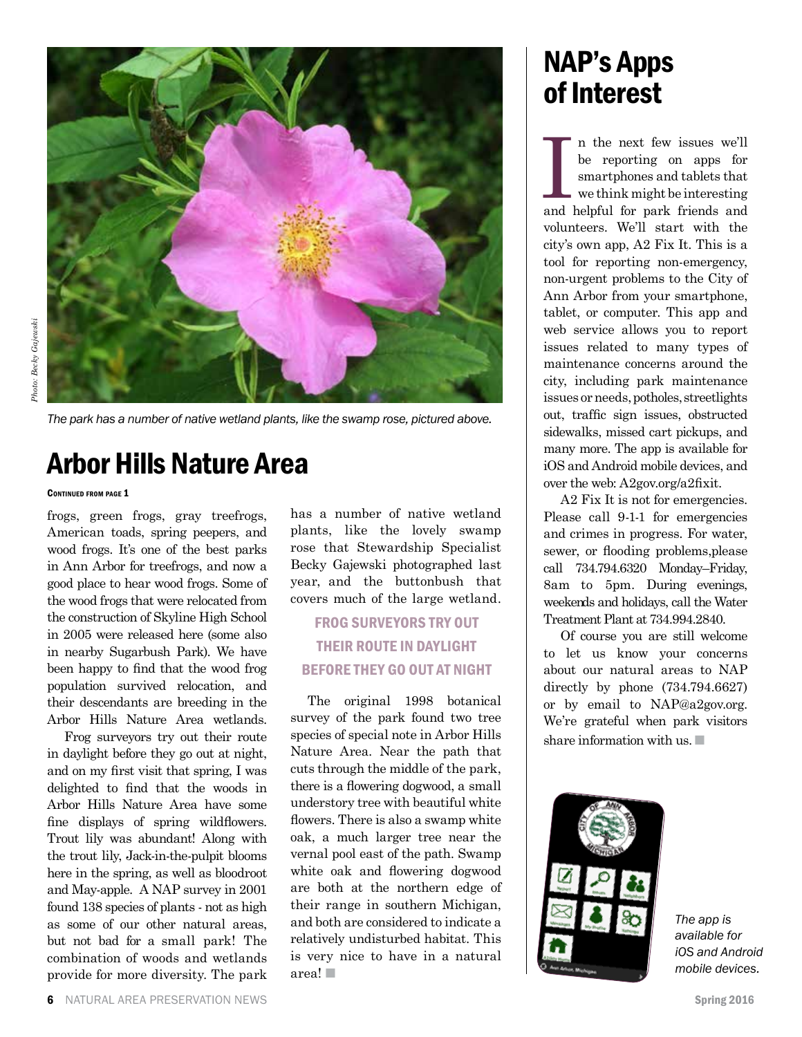The park has a number of native wetland plants, like the swamp rose, pictured above.

# Arbor Hills Nature Area

**Continued from page 1**

frogs, green frogs, gray treefrogs, American toads, spring peepers, and wood frogs. It's one of the best parks in Ann Arbor for treefrogs, and now a good place to hear wood frogs. Some of the wood frogs that were relocated from the construction of Skyline High School in 2005 were released here (some also in nearby Sugarbush Park). We have been happy to find that the wood frog population survived relocation, and their descendants are breeding in the Arbor Hills Nature Area wetlands.

Frog surveyors try out their route in daylight before they go out at night, and on my first visit that spring, I was delighted to find that the woods in Arbor Hills Nature Area have some fine displays of spring wildflowers. Trout lily was abundant! Along with the trout lily, Jack-in-the-pulpit blooms here in the spring, as well as bloodroot and May-apple. A NAP survey in 2001 found 138 species of plants - not as high as some of our other natural areas, but not bad for a small park! The combination of woods and wetlands provide for more diversity. The park has a number of native wetland plants, like the lovely swamp rose that Stewardship Specialist Becky Gajewski photographed last year, and the buttonbush that covers much of the large wetland.

**FROG SURVEYORS TRY OUT THEIR ROUTE IN DAYLIGHT BEFORE THEY GO OUT AT NIGHT**

The original 1998 botanical survey of the park found two tree species of special note in Arbor Hills Nature Area. Near the path that cuts through the middle of the park, there is a flowering dogwood, a small understory tree with beautiful white flowers. There is also a swamp white oak, a much larger tree near the vernal pool east of the path. Swamp white oak and flowering dogwood are both at the northern edge of their range in southern Michigan, and both are considered to indicate a relatively undisturbed habitat. This is very nice to have in a natural area! ■

# NAP's Apps of Interest

In the next few issues we'll be reporting on apps for smartphones and tablets that we think might be interesting and helpful for park friends and volunteers. We'll start with the city's own app, A2 Fix It. This is a tool for reporting non-emergency, non-urgent problems to the City of Ann Arbor from your smartphone, tablet, or computer. This app and web service allows you to report issues related to many types of maintenance concerns around the city, including park maintenance issues or needs, potholes, streetlights out, traffic sign issues, obstructed sidewalks, missed cart pickups, and many more. The app is available for iOS and Android mobile devices, and over the web: A2gov.org/a2fixit.

A2 Fix It is not for emergencies. Please call 9-1-1 for emergencies and crimes in progress. For water, sewer, or flooding problems,please call 734.794.6320 Monday–Friday, 8am to 5pm. During evenings, weekends and holidays, call the Water Treatment Plant at 734.994.2840.

Of course you are still welcome to let us know your concerns about our natural areas to NAP directly by phone (734.794.6627) or by email to NAP@a2gov.org. We're grateful when park visitors share information with us. ■

The app is available for iOS and Android mobile devices.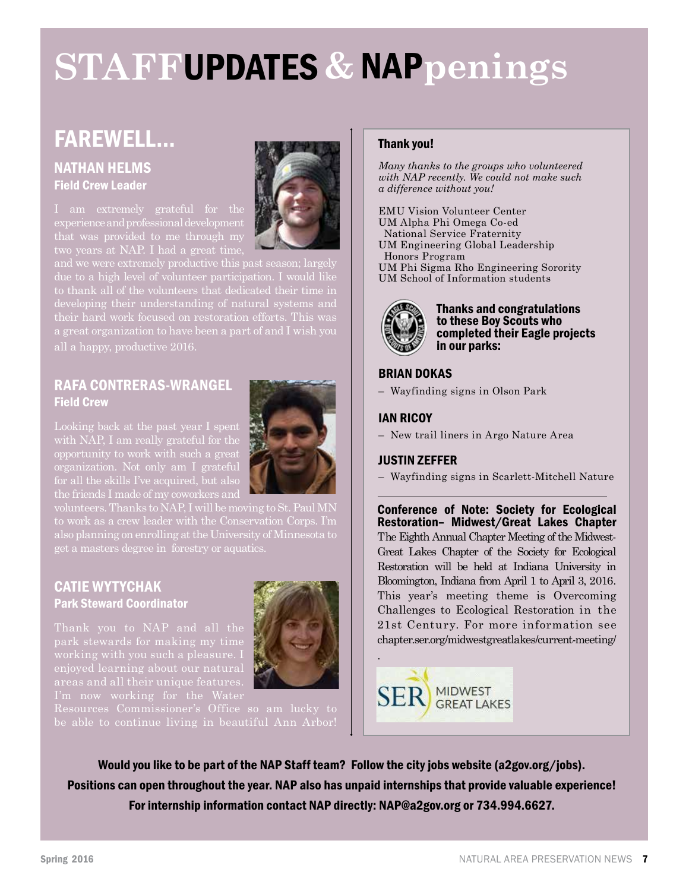# STAFF UPDATES & NAPpenings

## FAREWELL...

### NATHAN HELMS
**Field Crew Leader**

I am extremely grateful for the experience and professional development that was provided to me through my two years at NAP. I had a great time, and we were extremely productive this past season; largely due to a high level of volunteer participation. I would like to thank all of the volunteers that dedicated their time in developing their understanding of natural systems and their hard work focused on restoration efforts. This was a great organization to have been a part of and I wish you all a happy, productive 2016.

### RAFA CONTRERAS-WRANGEL
**Field Crew**

Looking back at the past year I spent with NAP, I am really grateful for the opportunity to work with such a great organization. Not only am I grateful for all the skills I've acquired, but also the friends I made of my coworkers and volunteers. Thanks to NAP, I will be moving to St. Paul MN to work as a crew leader with the Conservation Corps. I'm also planning on enrolling at the University of Minnesota to get a masters degree in forestry or aquatics.

### CATIE WYTYCHAK
**Park Steward Coordinator**

Thank you to NAP and all the park stewards for making my time working with you such a pleasure. I enjoyed learning about our natural areas and all their unique features. I'm now working for the Water Resources Commissioner's Office so am lucky to be able to continue living in beautiful Ann Arbor!

---

**Thank you!**

*Many thanks to the groups who volunteered with NAP recently. We could not make such a difference without you!*

EMU Vision Volunteer Center
UM Alpha Phi Omega Co-ed National Service Fraternity
UM Engineering Global Leadership Honors Program
UM Phi Sigma Rho Engineering Sorority
UM School of Information students

**Thanks and congratulations to these Boy Scouts who completed their Eagle projects in our parks:**

**BRIAN DOKAS**
– Wayfinding signs in Olson Park

**IAN RICOY**
– New trail liners in Argo Nature Area

**JUSTIN ZEFFER**
– Wayfinding signs in Scarlett-Mitchell Nature

**Conference of Note: Society for Ecological Restoration– Midwest/Great Lakes Chapter**

The Eighth Annual Chapter Meeting of the Midwest-Great Lakes Chapter of the Society for Ecological Restoration will be held at Indiana University in Bloomington, Indiana from April 1 to April 3, 2016. This year's meeting theme is Overcoming Challenges to Ecological Restoration in the 21st Century. For more information see chapter.ser.org/midwestgreatlakes/current-meeting/.

SER MIDWEST GREAT LAKES

---

**Would you like to be part of the NAP Staff team? Follow the city jobs website (a2gov.org/jobs). Positions can open throughout the year. NAP also has unpaid internships that provide valuable experience! For internship information contact NAP directly: NAP@a2gov.org or 734.994.6627.**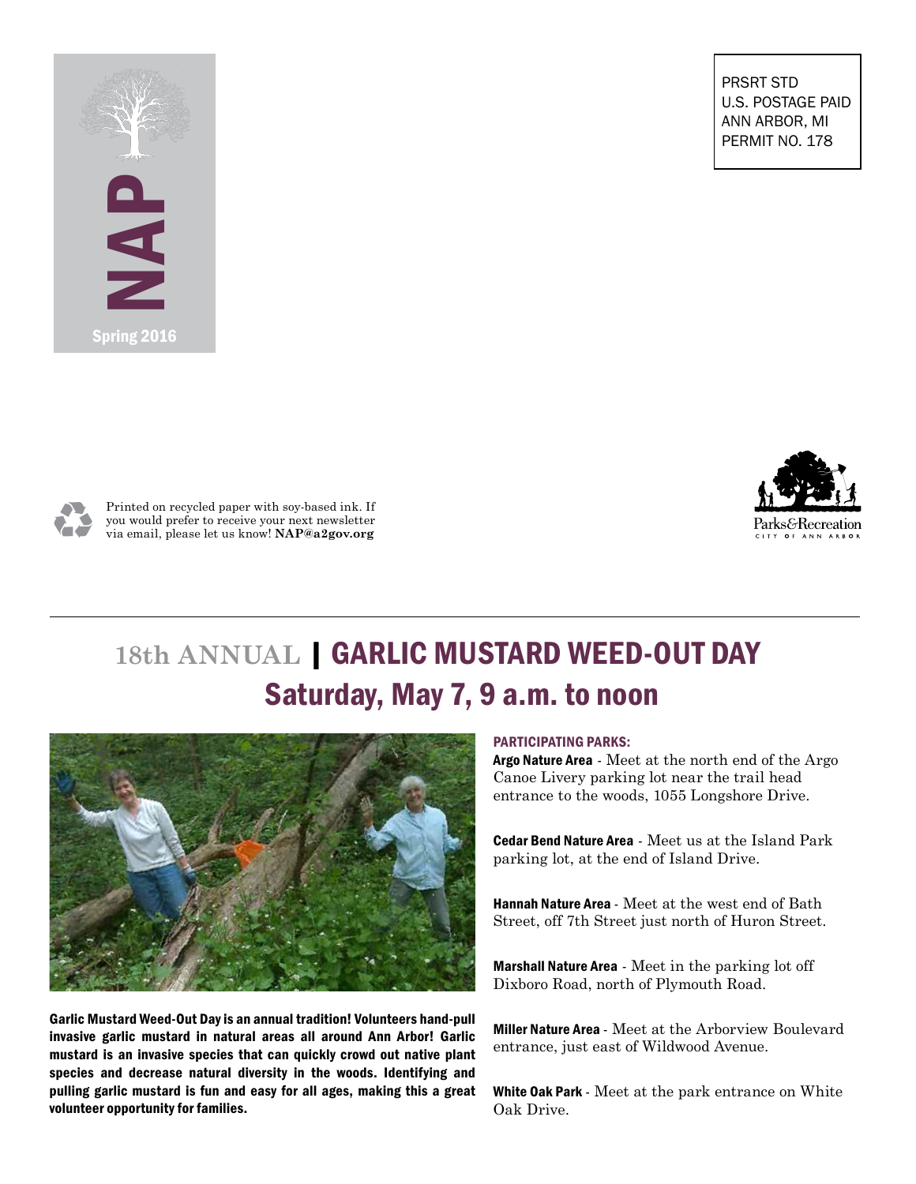NAP

Spring 2016

PRSRT STD
U.S. POSTAGE PAID
ANN ARBOR, MI
PERMIT NO. 178

Printed on recycled paper with soy-based ink. If you would prefer to receive your next newsletter via email, please let us know! **NAP@a2gov.org**

Parks&Recreation
CITY OF ANN ARBOR

# 18th ANNUAL | GARLIC MUSTARD WEED-OUT DAY
## Saturday, May 7, 9 a.m. to noon

**Garlic Mustard Weed-Out Day is an annual tradition! Volunteers hand-pull invasive garlic mustard in natural areas all around Ann Arbor! Garlic mustard is an invasive species that can quickly crowd out native plant species and decrease natural diversity in the woods. Identifying and pulling garlic mustard is fun and easy for all ages, making this a great volunteer opportunity for families.**

### PARTICIPATING PARKS:

**Argo Nature Area** - Meet at the north end of the Argo Canoe Livery parking lot near the trail head entrance to the woods, 1055 Longshore Drive.

**Cedar Bend Nature Area** - Meet us at the Island Park parking lot, at the end of Island Drive.

**Hannah Nature Area** - Meet at the west end of Bath Street, off 7th Street just north of Huron Street.

**Marshall Nature Area** - Meet in the parking lot off Dixboro Road, north of Plymouth Road.

**Miller Nature Area** - Meet at the Arborview Boulevard entrance, just east of Wildwood Avenue.

**White Oak Park** - Meet at the park entrance on White Oak Drive.